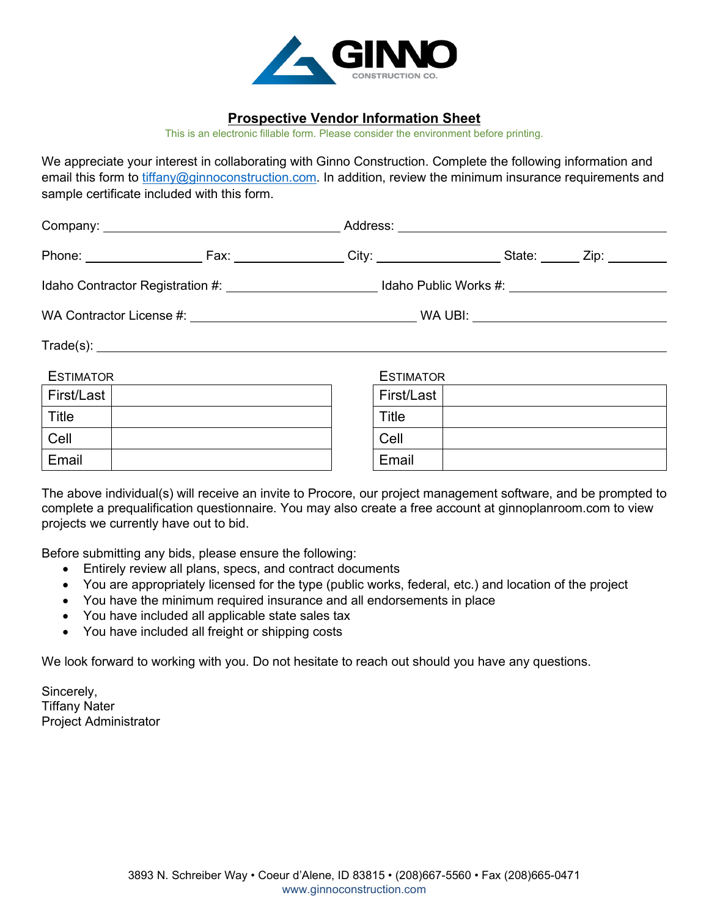GINNO
CONSTRUCTION CO.

## Prospective Vendor Information Sheet

This is an electronic fillable form. Please consider the environment before printing.

We appreciate your interest in collaborating with Ginno Construction. Complete the following information and email this form to tiffany@ginnoconstruction.com. In addition, review the minimum insurance requirements and sample certificate included with this form.

Company: ______________________ Address: ______________________

Phone: ____________ Fax: ____________ City: ____________ State: ______ Zip: ________

Idaho Contractor Registration #: ______________ Idaho Public Works #: ______________

WA Contractor License #: ______________________ WA UBI: ______________________

Trade(s): ____________________________________________________________

**Estimator**

| First/Last | |
|---|---|
| Title | |
| Cell | |
| Email | |

**Estimator**

| First/Last | |
|---|---|
| Title | |
| Cell | |
| Email | |

The above individual(s) will receive an invite to Procore, our project management software, and be prompted to complete a prequalification questionnaire. You may also create a free account at ginnoplanroom.com to view projects we currently have out to bid.

Before submitting any bids, please ensure the following:

- Entirely review all plans, specs, and contract documents
- You are appropriately licensed for the type (public works, federal, etc.) and location of the project
- You have the minimum required insurance and all endorsements in place
- You have included all applicable state sales tax
- You have included all freight or shipping costs

We look forward to working with you. Do not hesitate to reach out should you have any questions.

Sincerely,
Tiffany Nater
Project Administrator

3893 N. Schreiber Way • Coeur d'Alene, ID 83815 • (208)667-5560 • Fax (208)665-0471
www.ginnoconstruction.com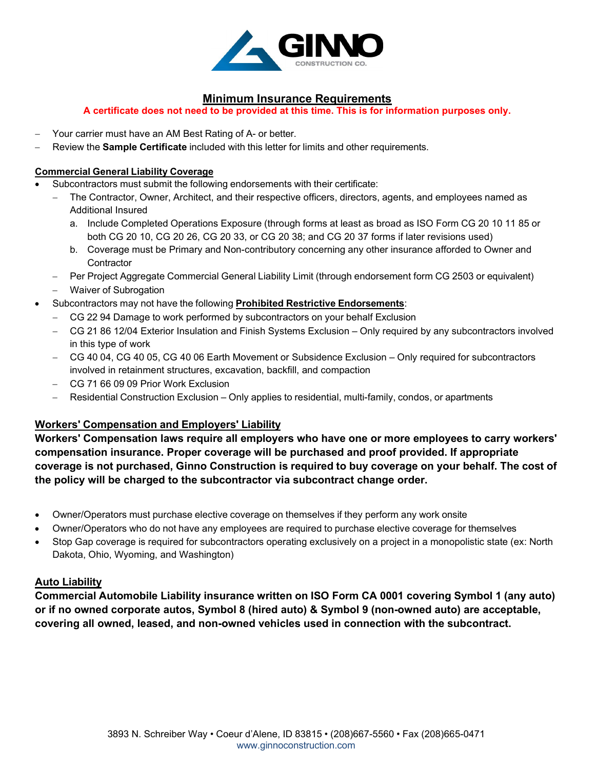GINNO CONSTRUCTION CO.

# Minimum Insurance Requirements

**A certificate does not need to be provided at this time. This is for information purposes only.**

- Your carrier must have an AM Best Rating of A- or better.
- Review the **Sample Certificate** included with this letter for limits and other requirements.

## Commercial General Liability Coverage

- Subcontractors must submit the following endorsements with their certificate:
  - The Contractor, Owner, Architect, and their respective officers, directors, agents, and employees named as Additional Insured
    a. Include Completed Operations Exposure (through forms at least as broad as ISO Form CG 20 10 11 85 or both CG 20 10, CG 20 26, CG 20 33, or CG 20 38; and CG 20 37 forms if later revisions used)
    b. Coverage must be Primary and Non-contributory concerning any other insurance afforded to Owner and Contractor
  - Per Project Aggregate Commercial General Liability Limit (through endorsement form CG 2503 or equivalent)
  - Waiver of Subrogation
- Subcontractors may not have the following **Prohibited Restrictive Endorsements**:
  - CG 22 94 Damage to work performed by subcontractors on your behalf Exclusion
  - CG 21 86 12/04 Exterior Insulation and Finish Systems Exclusion – Only required by any subcontractors involved in this type of work
  - CG 40 04, CG 40 05, CG 40 06 Earth Movement or Subsidence Exclusion – Only required for subcontractors involved in retainment structures, excavation, backfill, and compaction
  - CG 71 66 09 09 Prior Work Exclusion
  - Residential Construction Exclusion – Only applies to residential, multi-family, condos, or apartments

## Workers' Compensation and Employers' Liability

**Workers' Compensation laws require all employers who have one or more employees to carry workers' compensation insurance. Proper coverage will be purchased and proof provided. If appropriate coverage is not purchased, Ginno Construction is required to buy coverage on your behalf. The cost of the policy will be charged to the subcontractor via subcontract change order.**

- Owner/Operators must purchase elective coverage on themselves if they perform any work onsite
- Owner/Operators who do not have any employees are required to purchase elective coverage for themselves
- Stop Gap coverage is required for subcontractors operating exclusively on a project in a monopolistic state (ex: North Dakota, Ohio, Wyoming, and Washington)

## Auto Liability

**Commercial Automobile Liability insurance written on ISO Form CA 0001 covering Symbol 1 (any auto) or if no owned corporate autos, Symbol 8 (hired auto) & Symbol 9 (non-owned auto) are acceptable, covering all owned, leased, and non-owned vehicles used in connection with the subcontract.**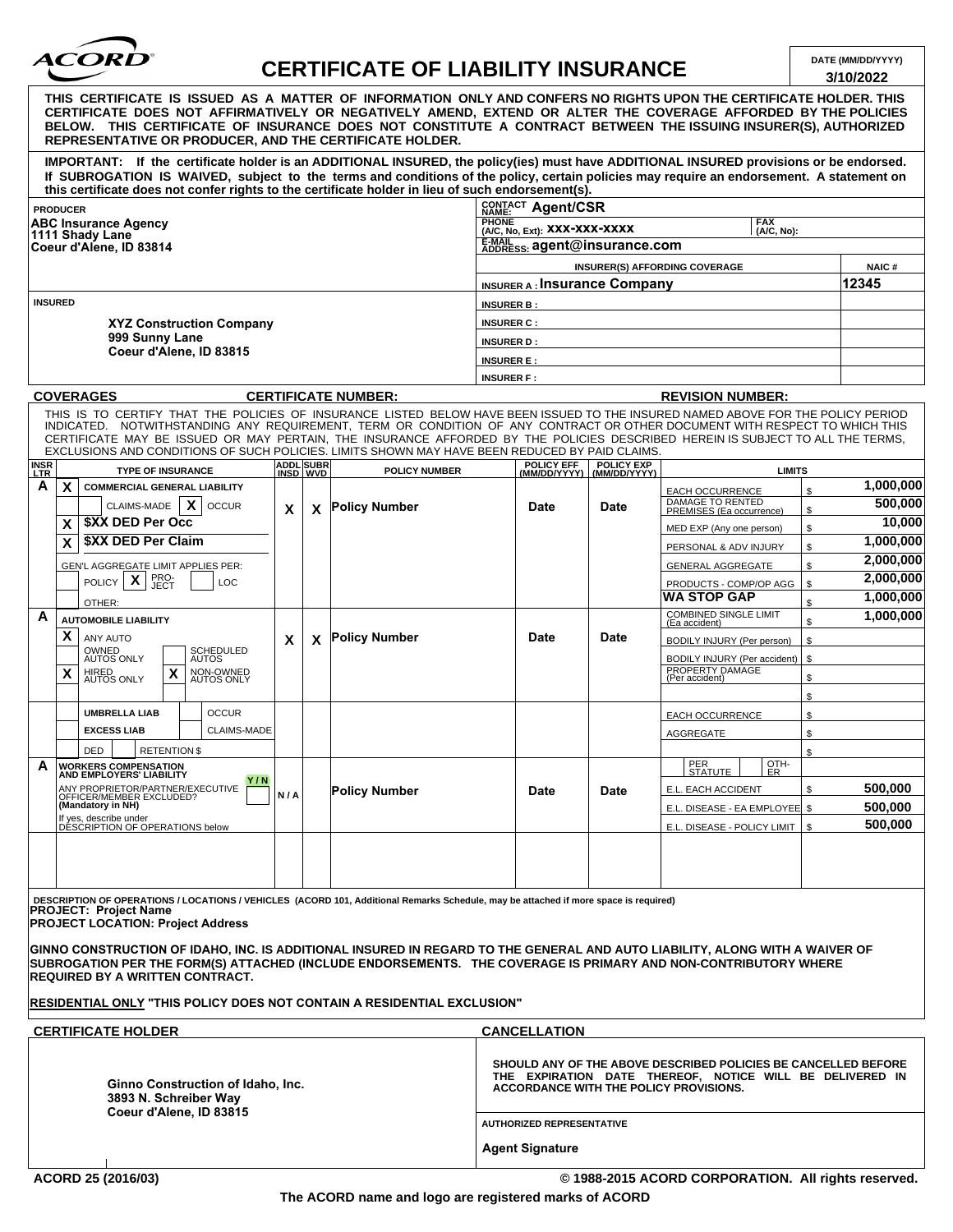ACORD

# CERTIFICATE OF LIABILITY INSURANCE

DATE (MM/DD/YYYY): 3/10/2022

**THIS CERTIFICATE IS ISSUED AS A MATTER OF INFORMATION ONLY AND CONFERS NO RIGHTS UPON THE CERTIFICATE HOLDER. THIS CERTIFICATE DOES NOT AFFIRMATIVELY OR NEGATIVELY AMEND, EXTEND OR ALTER THE COVERAGE AFFORDED BY THE POLICIES BELOW. THIS CERTIFICATE OF INSURANCE DOES NOT CONSTITUTE A CONTRACT BETWEEN THE ISSUING INSURER(S), AUTHORIZED REPRESENTATIVE OR PRODUCER, AND THE CERTIFICATE HOLDER.**

**IMPORTANT: If the certificate holder is an ADDITIONAL INSURED, the policy(ies) must have ADDITIONAL INSURED provisions or be endorsed. If SUBROGATION IS WAIVED, subject to the terms and conditions of the policy, certain policies may require an endorsement. A statement on this certificate does not confer rights to the certificate holder in lieu of such endorsement(s).**

| | | |
|---|---|---|
| **PRODUCER** | CONTACT NAME: **Agent/CSR** | |
| **ABC Insurance Agency** | PHONE (A/C, No, Ext): **XXX-XXX-XXXX** | FAX (A/C, No): |
| **1111 Shady Lane** | E-MAIL ADDRESS: **agent@insurance.com** | |
| **Coeur d'Alene, ID 83814** | INSURER(S) AFFORDING COVERAGE | NAIC # |
| | INSURER A : **Insurance Company** | **12345** |
| **INSURED** | INSURER B : | |
| **XXZ Construction Company** | INSURER C : | |
| **999 Sunny Lane** | INSURER D : | |
| **Coeur d'Alene, ID 83815** | INSURER E : | |
| | INSURER F : | |

**COVERAGES** — **CERTIFICATE NUMBER:** — **REVISION NUMBER:**

THIS IS TO CERTIFY THAT THE POLICIES OF INSURANCE LISTED BELOW HAVE BEEN ISSUED TO THE INSURED NAMED ABOVE FOR THE POLICY PERIOD INDICATED. NOTWITHSTANDING ANY REQUIREMENT, TERM OR CONDITION OF ANY CONTRACT OR OTHER DOCUMENT WITH RESPECT TO WHICH THIS CERTIFICATE MAY BE ISSUED OR MAY PERTAIN, THE INSURANCE AFFORDED BY THE POLICIES DESCRIBED HEREIN IS SUBJECT TO ALL THE TERMS, EXCLUSIONS AND CONDITIONS OF SUCH POLICIES. LIMITS SHOWN MAY HAVE BEEN REDUCED BY PAID CLAIMS.

| INSR LTR | TYPE OF INSURANCE | ADDL INSD | SUBR WVD | POLICY NUMBER | POLICY EFF (MM/DD/YYYY) | POLICY EXP (MM/DD/YYYY) | LIMITS | |
|---|---|---|---|---|---|---|---|---|
| A | X COMMERCIAL GENERAL LIABILITY | X | X | **Policy Number** | **Date** | **Date** | EACH OCCURRENCE | $ 1,000,000 |
| | CLAIMS-MADE / X OCCUR | | | | | | DAMAGE TO RENTED PREMISES (Ea occurrence) | $ 500,000 |
| | X $XX DED Per Occ | | | | | | MED EXP (Any one person) | $ 10,000 |
| | X $XX DED Per Claim | | | | | | PERSONAL & ADV INJURY | $ 1,000,000 |
| | GEN'L AGGREGATE LIMIT APPLIES PER: | | | | | | GENERAL AGGREGATE | $ 2,000,000 |
| | POLICY / X PRO-JECT / LOC | | | | | | PRODUCTS - COMP/OP AGG | $ 2,000,000 |
| | OTHER: | | | | | | **WA STOP GAP** | $ 1,000,000 |
| A | AUTOMOBILE LIABILITY | X | X | **Policy Number** | **Date** | **Date** | COMBINED SINGLE LIMIT (Ea accident) | $ 1,000,000 |
| | X ANY AUTO | | | | | | BODILY INJURY (Per person) | $ |
| | OWNED AUTOS ONLY / SCHEDULED AUTOS | | | | | | BODILY INJURY (Per accident) | $ |
| | X HIRED AUTOS ONLY / X NON-OWNED AUTOS ONLY | | | | | | PROPERTY DAMAGE (Per accident) | $ |
| | | | | | | | | $ |
| | UMBRELLA LIAB / OCCUR | | | | | | EACH OCCURRENCE | $ |
| | EXCESS LIAB / CLAIMS-MADE | | | | | | AGGREGATE | $ |
| | DED / RETENTION $ | | | | | | | $ |
| A | WORKERS COMPENSATION AND EMPLOYERS' LIABILITY | | | | | | PER STATUTE / OTH-ER | |
| | ANY PROPRIETOR/PARTNER/EXECUTIVE OFFICER/MEMBER EXCLUDED? (Mandatory in NH) Y / N | N / A | | **Policy Number** | **Date** | **Date** | E.L. EACH ACCIDENT | $ 500,000 |
| | If yes, describe under DESCRIPTION OF OPERATIONS below | | | | | | E.L. DISEASE - EA EMPLOYEE | $ 500,000 |
| | | | | | | | E.L. DISEASE - POLICY LIMIT | $ 500,000 |

DESCRIPTION OF OPERATIONS / LOCATIONS / VEHICLES (ACORD 101, Additional Remarks Schedule, may be attached if more space is required)

**PROJECT: Project Name**
**PROJECT LOCATION: Project Address**

**GINNO CONSTRUCTION OF IDAHO, INC. IS ADDITIONAL INSURED IN REGARD TO THE GENERAL AND AUTO LIABILITY, ALONG WITH A WAIVER OF SUBROGATION PER THE FORM(S) ATTACHED (INCLUDE ENDORSEMENTS. THE COVERAGE IS PRIMARY AND NON-CONTRIBUTORY WHERE REQUIRED BY A WRITTEN CONTRACT.**

**RESIDENTIAL ONLY "THIS POLICY DOES NOT CONTAIN A RESIDENTIAL EXCLUSION"**

| CERTIFICATE HOLDER | CANCELLATION |
|---|---|
| **Ginno Construction of Idaho, Inc.**<br>**3893 N. Schreiber Way**<br>**Coeur d'Alene, ID 83815** | **SHOULD ANY OF THE ABOVE DESCRIBED POLICIES BE CANCELLED BEFORE THE EXPIRATION DATE THEREOF, NOTICE WILL BE DELIVERED IN ACCORDANCE WITH THE POLICY PROVISIONS.** |
| | AUTHORIZED REPRESENTATIVE<br>**Agent Signature** |

ACORD 25 (2016/03) — © 1988-2015 ACORD CORPORATION. All rights reserved.

The ACORD name and logo are registered marks of ACORD